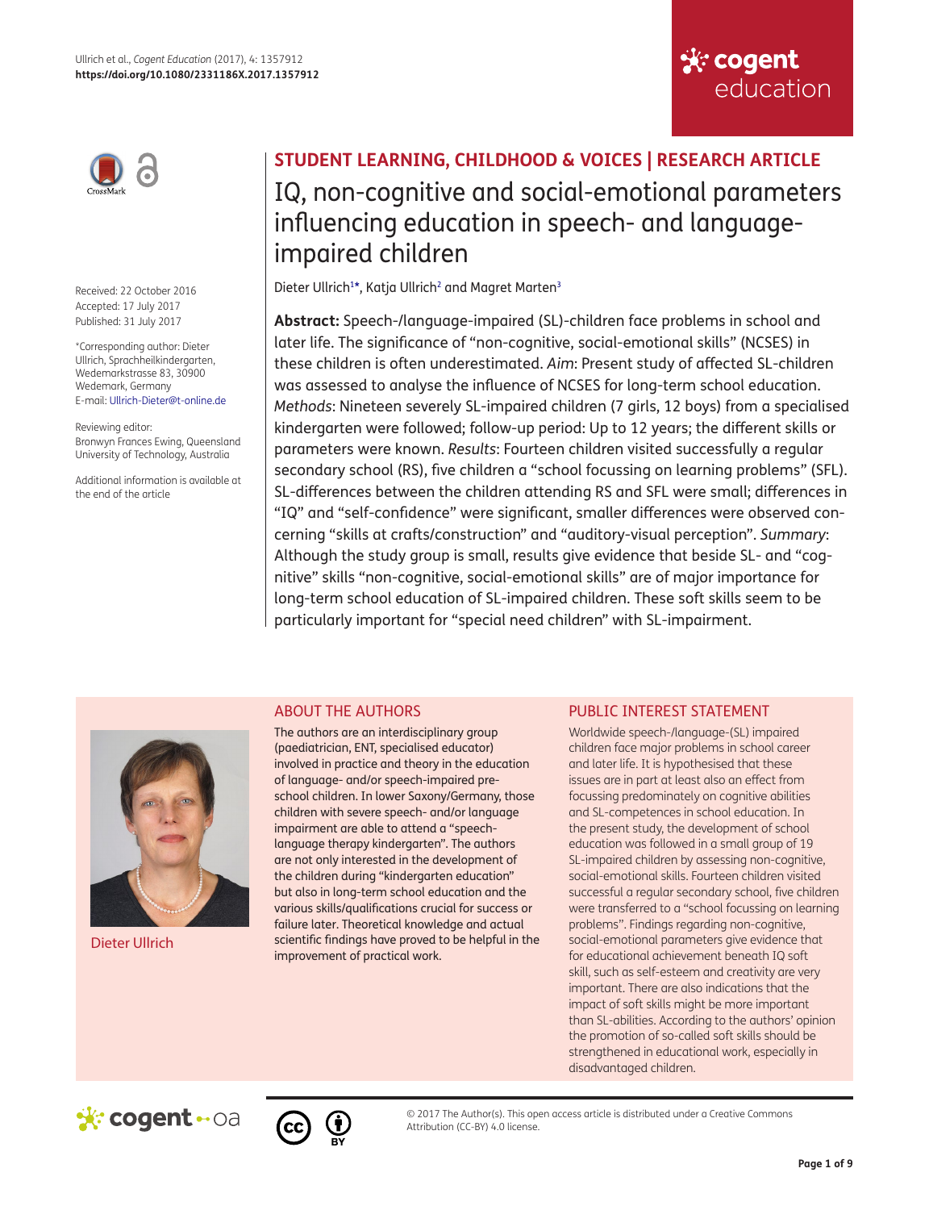Ullrich et al., *Cogent Education* (2017), 4: 1357912
**https://doi.org/10.1080/2331186X.2017.1357912**

## STUDENT LEARNING, CHILDHOOD & VOICES | RESEARCH ARTICLE

# IQ, non-cognitive and social-emotional parameters influencing education in speech- and language-impaired children

Dieter Ullrich[1]*, Katja Ullrich[2] and Magret Marten[3]

Received: 22 October 2016
Accepted: 17 July 2017
Published: 31 July 2017

*Corresponding author: Dieter Ullrich, Sprachheilkindergarten, Wedemarkstrasse 83, 30900 Wedemark, Germany
E-mail: Ullrich-Dieter@t-online.de

Reviewing editor:
Bronwyn Frances Ewing, Queensland University of Technology, Australia

Additional information is available at the end of the article

**Abstract:** Speech-/language-impaired (SL)-children face problems in school and later life. The significance of "non-cognitive, social-emotional skills" (NCSES) in these children is often underestimated. *Aim*: Present study of affected SL-children was assessed to analyse the influence of NCSES for long-term school education. *Methods*: Nineteen severely SL-impaired children (7 girls, 12 boys) from a specialised kindergarten were followed; follow-up period: Up to 12 years; the different skills or parameters were known. *Results*: Fourteen children visited successfully a regular secondary school (RS), five children a "school focussing on learning problems" (SFL). SL-differences between the children attending RS and SFL were small; differences in "IQ" and "self-confidence" were significant, smaller differences were observed concerning "skills at crafts/construction" and "auditory-visual perception". *Summary*: Although the study group is small, results give evidence that beside SL- and "cognitive" skills "non-cognitive, social-emotional skills" are of major importance for long-term school education of SL-impaired children. These soft skills seem to be particularly important for "special need children" with SL-impairment.

Dieter Ullrich

## ABOUT THE AUTHORS

The authors are an interdisciplinary group (paediatrician, ENT, specialised educator) involved in practice and theory in the education of language- and/or speech-impaired pre-school children. In lower Saxony/Germany, those children with severe speech- and/or language impairment are able to attend a "speech-language therapy kindergarten". The authors are not only interested in the development of the children during "kindergarten education" but also in long-term school education and the various skills/qualifications crucial for success or failure later. Theoretical knowledge and actual scientific findings have proved to be helpful in the improvement of practical work.

## PUBLIC INTEREST STATEMENT

Worldwide speech-/language-(SL) impaired children face major problems in school career and later life. It is hypothesised that these issues are in part at least also an effect from focussing predominately on cognitive abilities and SL-competences in school education. In the present study, the development of school education was followed in a small group of 19 SL-impaired children by assessing non-cognitive, social-emotional skills. Fourteen children visited successful a regular secondary school, five children were transferred to a "school focussing on learning problems". Findings regarding non-cognitive, social-emotional parameters give evidence that for educational achievement beneath IQ soft skill, such as self-esteem and creativity are very important. There are also indications that the impact of soft skills might be more important than SL-abilities. According to the authors' opinion the promotion of so-called soft skills should be strengthened in educational work, especially in disadvantaged children.

© 2017 The Author(s). This open access article is distributed under a Creative Commons Attribution (CC-BY) 4.0 license.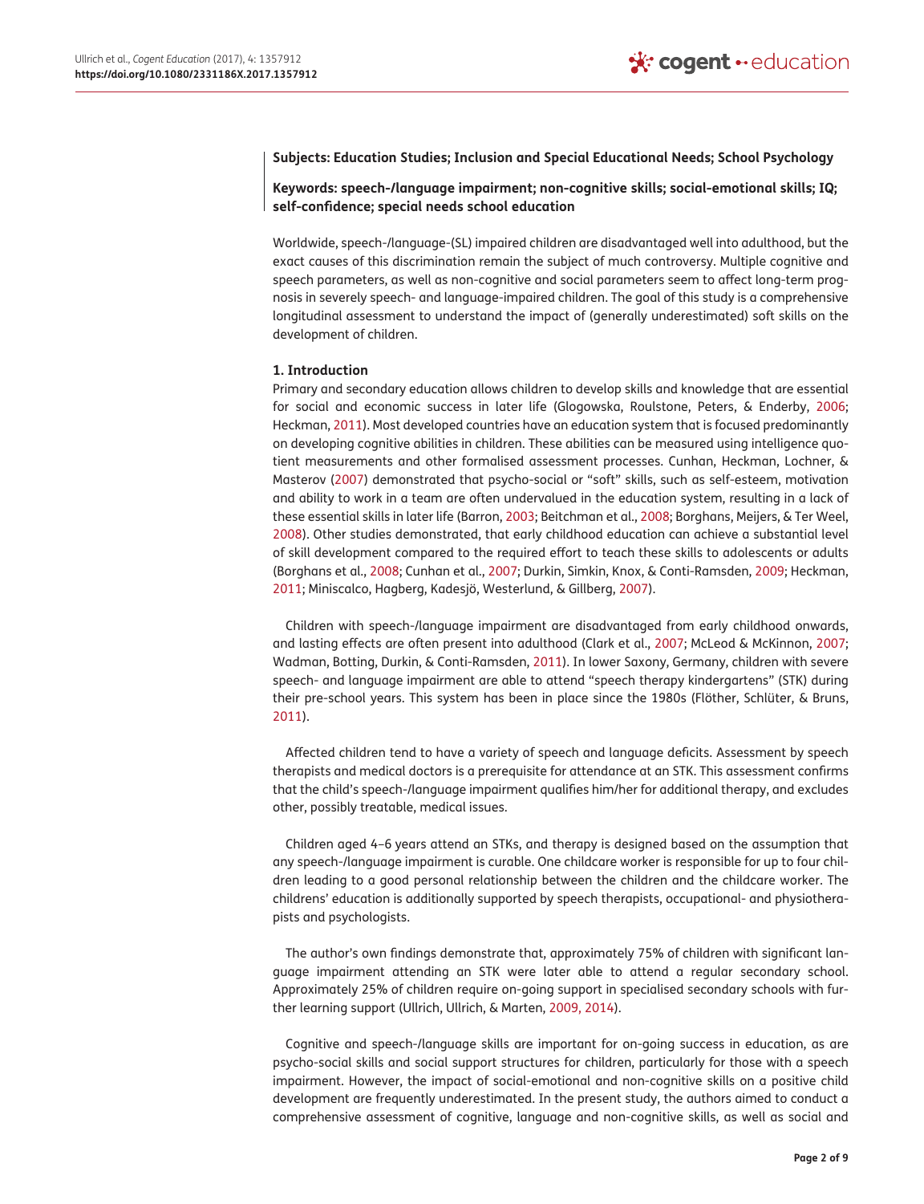**Subjects: Education Studies; Inclusion and Special Educational Needs; School Psychology**

**Keywords: speech-/language impairment; non-cognitive skills; social-emotional skills; IQ; self-confidence; special needs school education**

Worldwide, speech-/language-(SL) impaired children are disadvantaged well into adulthood, but the exact causes of this discrimination remain the subject of much controversy. Multiple cognitive and speech parameters, as well as non-cognitive and social parameters seem to affect long-term prognosis in severely speech- and language-impaired children. The goal of this study is a comprehensive longitudinal assessment to understand the impact of (generally underestimated) soft skills on the development of children.

## 1. Introduction

Primary and secondary education allows children to develop skills and knowledge that are essential for social and economic success in later life (Glogowska, Roulstone, Peters, & Enderby, 2006; Heckman, 2011). Most developed countries have an education system that is focused predominantly on developing cognitive abilities in children. These abilities can be measured using intelligence quotient measurements and other formalised assessment processes. Cunhan, Heckman, Lochner, & Masterov (2007) demonstrated that psycho-social or "soft" skills, such as self-esteem, motivation and ability to work in a team are often undervalued in the education system, resulting in a lack of these essential skills in later life (Barron, 2003; Beitchman et al., 2008; Borghans, Meijers, & Ter Weel, 2008). Other studies demonstrated, that early childhood education can achieve a substantial level of skill development compared to the required effort to teach these skills to adolescents or adults (Borghans et al., 2008; Cunhan et al., 2007; Durkin, Simkin, Knox, & Conti-Ramsden, 2009; Heckman, 2011; Miniscalco, Hagberg, Kadesjö, Westerlund, & Gillberg, 2007).

Children with speech-/language impairment are disadvantaged from early childhood onwards, and lasting effects are often present into adulthood (Clark et al., 2007; McLeod & McKinnon, 2007; Wadman, Botting, Durkin, & Conti-Ramsden, 2011). In lower Saxony, Germany, children with severe speech- and language impairment are able to attend "speech therapy kindergartens" (STK) during their pre-school years. This system has been in place since the 1980s (Flöther, Schlüter, & Bruns, 2011).

Affected children tend to have a variety of speech and language deficits. Assessment by speech therapists and medical doctors is a prerequisite for attendance at an STK. This assessment confirms that the child's speech-/language impairment qualifies him/her for additional therapy, and excludes other, possibly treatable, medical issues.

Children aged 4–6 years attend an STKs, and therapy is designed based on the assumption that any speech-/language impairment is curable. One childcare worker is responsible for up to four children leading to a good personal relationship between the children and the childcare worker. The childrens' education is additionally supported by speech therapists, occupational- and physiotherapists and psychologists.

The author's own findings demonstrate that, approximately 75% of children with significant language impairment attending an STK were later able to attend a regular secondary school. Approximately 25% of children require on-going support in specialised secondary schools with further learning support (Ullrich, Ullrich, & Marten, 2009, 2014).

Cognitive and speech-/language skills are important for on-going success in education, as are psycho-social skills and social support structures for children, particularly for those with a speech impairment. However, the impact of social-emotional and non-cognitive skills on a positive child development are frequently underestimated. In the present study, the authors aimed to conduct a comprehensive assessment of cognitive, language and non-cognitive skills, as well as social and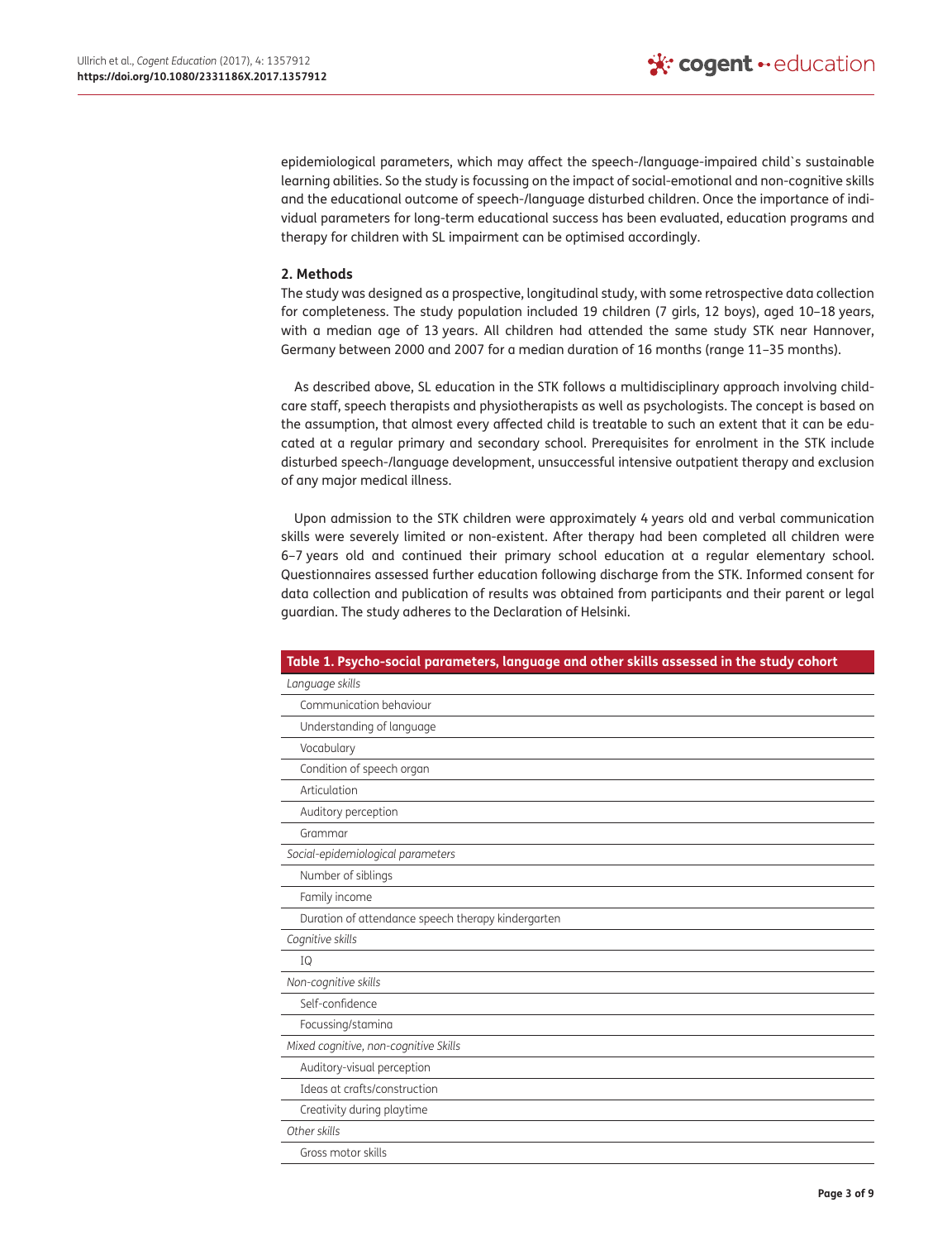epidemiological parameters, which may affect the speech-/language-impaired child`s sustainable learning abilities. So the study is focussing on the impact of social-emotional and non-cognitive skills and the educational outcome of speech-/language disturbed children. Once the importance of individual parameters for long-term educational success has been evaluated, education programs and therapy for children with SL impairment can be optimised accordingly.

## 2. Methods

The study was designed as a prospective, longitudinal study, with some retrospective data collection for completeness. The study population included 19 children (7 girls, 12 boys), aged 10–18 years, with a median age of 13 years. All children had attended the same study STK near Hannover, Germany between 2000 and 2007 for a median duration of 16 months (range 11–35 months).

As described above, SL education in the STK follows a multidisciplinary approach involving childcare staff, speech therapists and physiotherapists as well as psychologists. The concept is based on the assumption, that almost every affected child is treatable to such an extent that it can be educated at a regular primary and secondary school. Prerequisites for enrolment in the STK include disturbed speech-/language development, unsuccessful intensive outpatient therapy and exclusion of any major medical illness.

Upon admission to the STK children were approximately 4 years old and verbal communication skills were severely limited or non-existent. After therapy had been completed all children were 6–7 years old and continued their primary school education at a regular elementary school. Questionnaires assessed further education following discharge from the STK. Informed consent for data collection and publication of results was obtained from participants and their parent or legal guardian. The study adheres to the Declaration of Helsinki.

| Table 1. Psycho-social parameters, language and other skills assessed in the study cohort |
| --- |
| *Language skills* |
| Communication behaviour |
| Understanding of language |
| Vocabulary |
| Condition of speech organ |
| Articulation |
| Auditory perception |
| Grammar |
| *Social-epidemiological parameters* |
| Number of siblings |
| Family income |
| Duration of attendance speech therapy kindergarten |
| *Cognitive skills* |
| IQ |
| *Non-cognitive skills* |
| Self-confidence |
| Focussing/stamina |
| *Mixed cognitive, non-cognitive Skills* |
| Auditory-visual perception |
| Ideas at crafts/construction |
| Creativity during playtime |
| *Other skills* |
| Gross motor skills |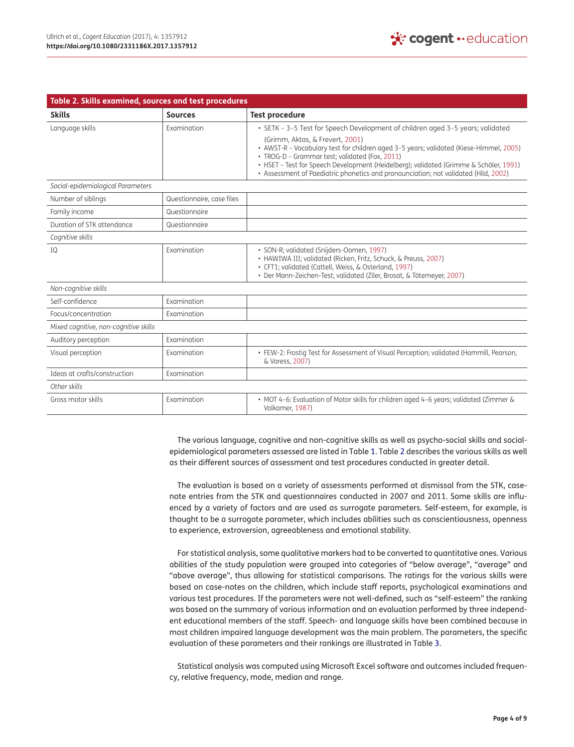**Table 2. Skills examined, sources and test procedures**

| Skills | Sources | Test procedure |
|---|---|---|
| Language skills | Examination | • SETK – 3–5 Test for Speech Development of children aged 3–5 years; validated (Grimm, Aktas, & Frevert, 2001)<br>• AWST-R – Vocabulary test for children aged 3–5 years; validated (Kiese-Himmel, 2005)<br>• TROG-D – Grammar test; validated (Fox, 2011)<br>• HSET – Test for Speech Development (Heidelberg); validated (Grimme & Schöler, 1991)<br>• Assessment of Paediatric phonetics and pronounciation; not validated (Hild, 2002) |
| *Social-epidemiological Parameters* | | |
| Number of siblings | Questionnaire, case files | |
| Family income | Questionnaire | |
| Duration of STK attendance | Questionnaire | |
| *Cognitive skills* | | |
| IQ | Examination | • SON-R; validated (Snijders-Oomen, 1997)<br>• HAWIWA III; validated (Ricken, Fritz, Schuck, & Preuss, 2007)<br>• CFT1; validated (Cattell, Weiss, & Osterland, 1997)<br>• Der Mann-Zeichen-Test; validated (Ziler, Brosat, & Tötemeyer, 2007) |
| *Non-cognitive skills* | | |
| Self-confidence | Examination | |
| Focus/concentration | Examination | |
| *Mixed cognitive, non-cognitive skills* | | |
| Auditory perception | Examination | |
| Visual perception | Examination | • FEW-2: Frostig Test for Assessment of Visual Perception; validated (Hammill, Pearson, & Voress, 2007) |
| Ideas at crafts/construction | Examination | |
| *Other skills* | | |
| Gross motor skills | Examination | • MOT 4–6: Evaluation of Motor skills for children aged 4–6 years; validated (Zimmer & Volkamer, 1987) |

The various language, cognitive and non-cognitive skills as well as psycho-social skills and social-epidemiological parameters assessed are listed in Table 1. Table 2 describes the various skills as well as their different sources of assessment and test procedures conducted in greater detail.

The evaluation is based on a variety of assessments performed at dismissal from the STK, case-note entries from the STK and questionnaires conducted in 2007 and 2011. Some skills are influenced by a variety of factors and are used as surrogate parameters. Self-esteem, for example, is thought to be a surrogate parameter, which includes abilities such as conscientiousness, openness to experience, extroversion, agreeableness and emotional stability.

For statistical analysis, some qualitative markers had to be converted to quantitative ones. Various abilities of the study population were grouped into categories of "below average", "average" and "above average", thus allowing for statistical comparisons. The ratings for the various skills were based on case-notes on the children, which include staff reports, psychological examinations and various test procedures. If the parameters were not well-defined, such as "self-esteem" the ranking was based on the summary of various information and an evaluation performed by three independent educational members of the staff. Speech- and language skills have been combined because in most children impaired language development was the main problem. The parameters, the specific evaluation of these parameters and their rankings are illustrated in Table 3.

Statistical analysis was computed using Microsoft Excel software and outcomes included frequency, relative frequency, mode, median and range.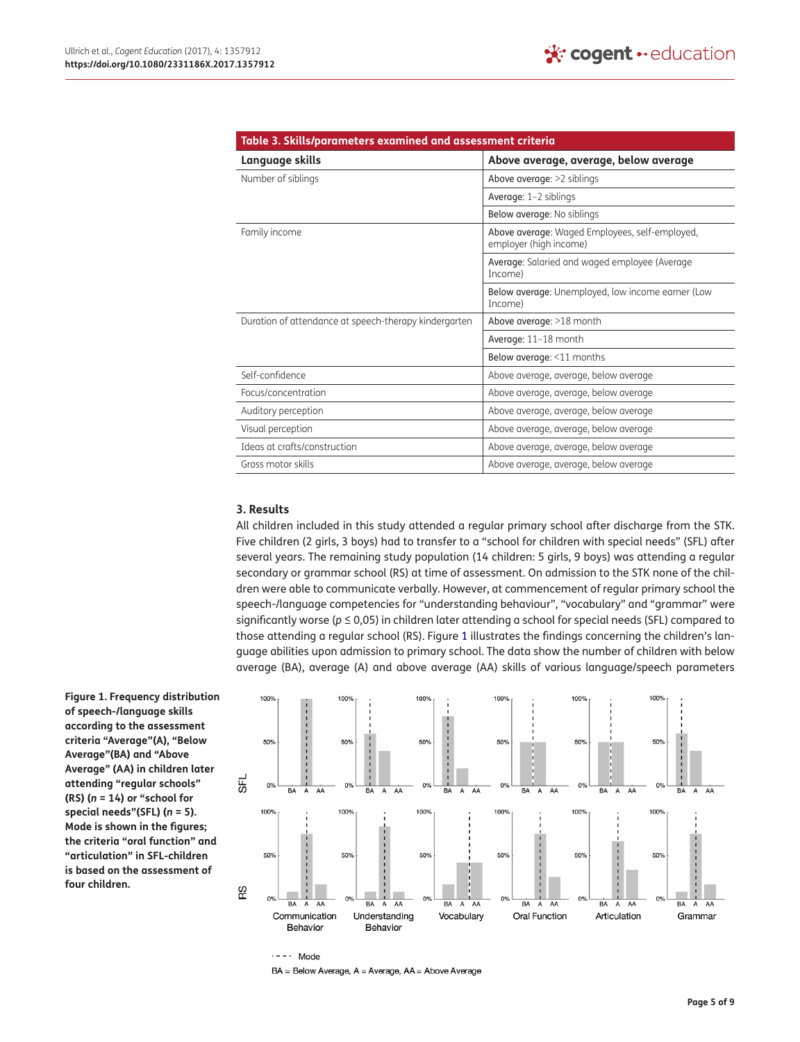**Table 3. Skills/parameters examined and assessment criteria**

| Language skills | Above average, average, below average |
|---|---|
| Number of siblings | Above average: >2 siblings |
| | Average: 1–2 siblings |
| | Below average: No siblings |
| Family income | Above average: Waged Employees, self-employed, employer (high income) |
| | Average: Salaried and waged employee (Average Income) |
| | Below average: Unemployed, low income earner (Low Income) |
| Duration of attendance at speech-therapy kindergarten | Above average: >18 month |
| | Average: 11–18 month |
| | Below average: <11 months |
| Self-confidence | Above average, average, below average |
| Focus/concentration | Above average, average, below average |
| Auditory perception | Above average, average, below average |
| Visual perception | Above average, average, below average |
| Ideas at crafts/construction | Above average, average, below average |
| Gross motor skills | Above average, average, below average |

## 3. Results

All children included in this study attended a regular primary school after discharge from the STK. Five children (2 girls, 3 boys) had to transfer to a "school for children with special needs" (SFL) after several years. The remaining study population (14 children: 5 girls, 9 boys) was attending a regular secondary or grammar school (RS) at time of assessment. On admission to the STK none of the children were able to communicate verbally. However, at commencement of regular primary school the speech-/language competencies for "understanding behaviour", "vocabulary" and "grammar" were significantly worse ($p \leq 0{,}05$) in children later attending a school for special needs (SFL) compared to those attending a regular school (RS). Figure 1 illustrates the findings concerning the children's language abilities upon admission to primary school. The data show the number of children with below average (BA), average (A) and above average (AA) skills of various language/speech parameters

**Figure 1. Frequency distribution of speech-/language skills according to the assessment criteria "Average"(A), "Below Average"(BA) and "Above Average" (AA) in children later attending "regular schools" (RS) (*n* = 14) or "school for special needs"(SFL) (*n* = 5). Mode is shown in the figures; the criteria "oral function" and "articulation" in SFL-children is based on the assessment of four children.**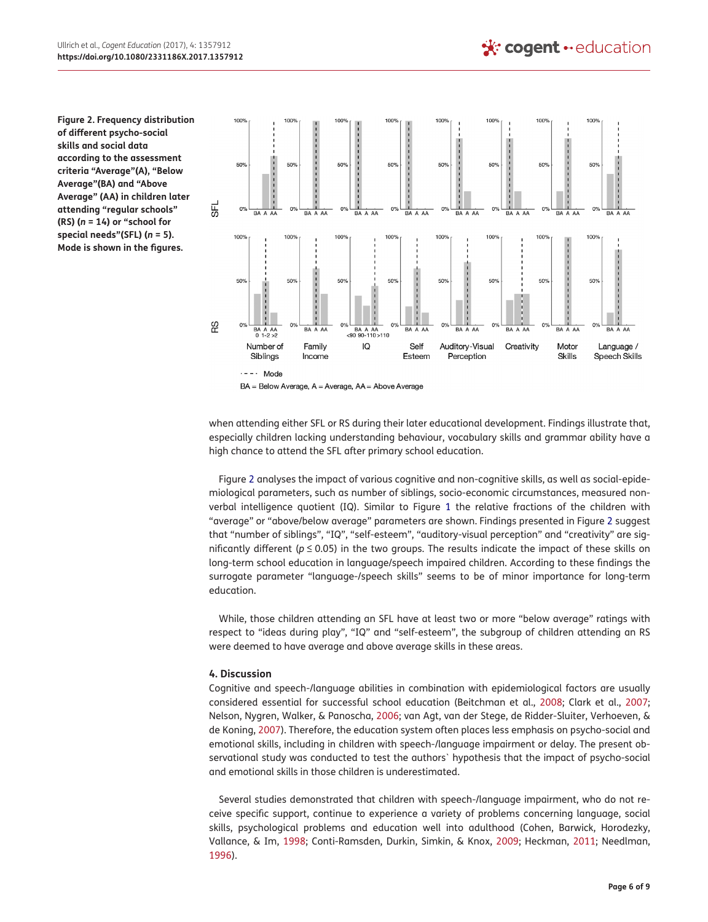**Figure 2. Frequency distribution of different psycho-social skills and social data according to the assessment criteria “Average”(A), “Below Average”(BA) and “Above Average” (AA) in children later attending “regular schools” (RS) (*n* = 14) or “school for special needs”(SFL) (*n* = 5). Mode is shown in the figures.**

when attending either SFL or RS during their later educational development. Findings illustrate that, especially children lacking understanding behaviour, vocabulary skills and grammar ability have a high chance to attend the SFL after primary school education.

Figure 2 analyses the impact of various cognitive and non-cognitive skills, as well as social-epidemiological parameters, such as number of siblings, socio-economic circumstances, measured non-verbal intelligence quotient (IQ). Similar to Figure 1 the relative fractions of the children with “average” or “above/below average” parameters are shown. Findings presented in Figure 2 suggest that “number of siblings”, “IQ”, “self-esteem”, “auditory-visual perception” and “creativity” are significantly different ($p \leq 0.05$) in the two groups. The results indicate the impact of these skills on long-term school education in language/speech impaired children. According to these findings the surrogate parameter “language-/speech skills” seems to be of minor importance for long-term education.

While, those children attending an SFL have at least two or more “below average” ratings with respect to “ideas during play”, “IQ” and “self-esteem”, the subgroup of children attending an RS were deemed to have average and above average skills in these areas.

## 4. Discussion

Cognitive and speech-/language abilities in combination with epidemiological factors are usually considered essential for successful school education (Beitchman et al., 2008; Clark et al., 2007; Nelson, Nygren, Walker, & Panoscha, 2006; van Agt, van der Stege, de Ridder-Sluiter, Verhoeven, & de Koning, 2007). Therefore, the education system often places less emphasis on psycho-social and emotional skills, including in children with speech-/language impairment or delay. The present observational study was conducted to test the authors` hypothesis that the impact of psycho-social and emotional skills in those children is underestimated.

Several studies demonstrated that children with speech-/language impairment, who do not receive specific support, continue to experience a variety of problems concerning language, social skills, psychological problems and education well into adulthood (Cohen, Barwick, Horodezky, Vallance, & Im, 1998; Conti-Ramsden, Durkin, Simkin, & Knox, 2009; Heckman, 2011; Needlman, 1996).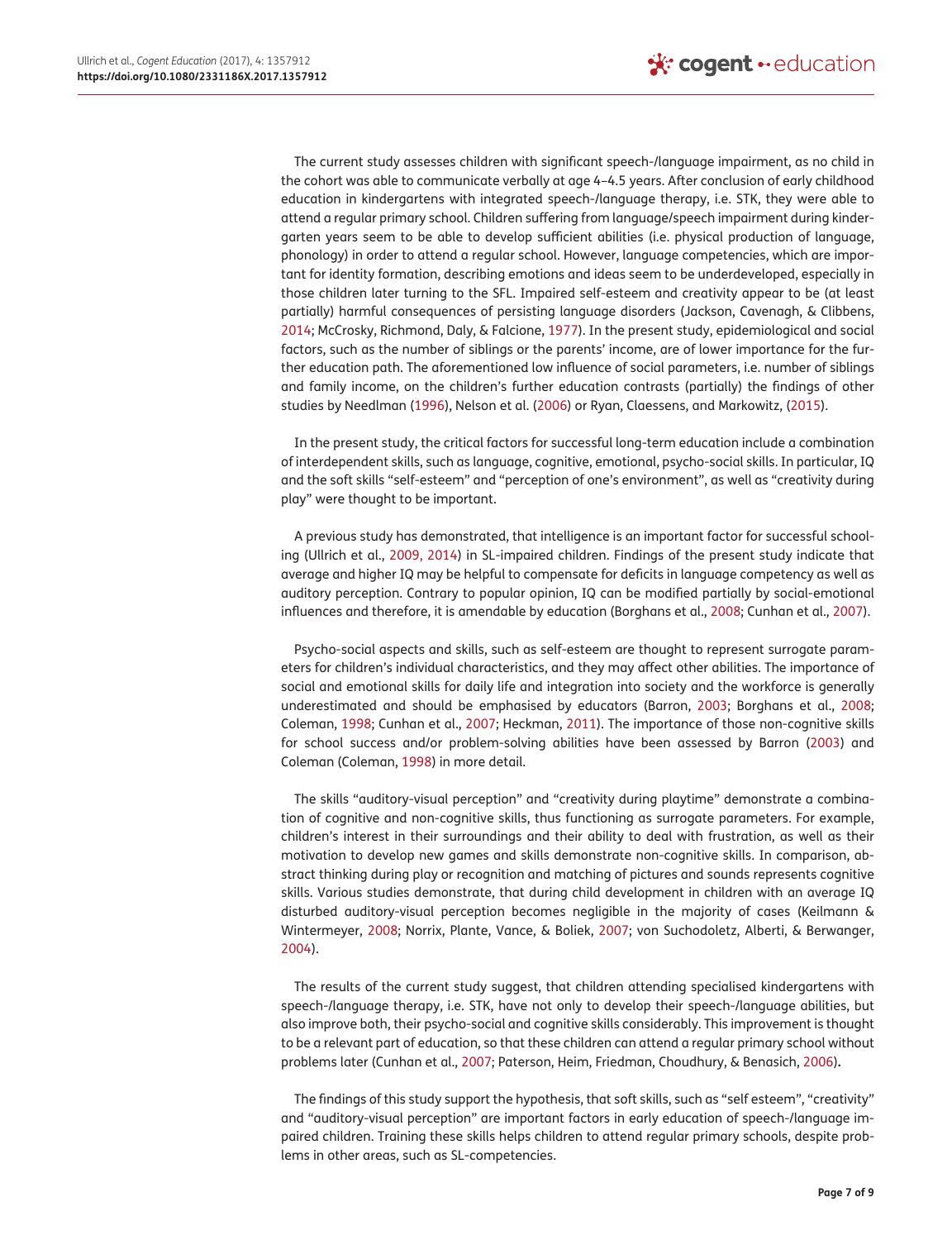The current study assesses children with significant speech-/language impairment, as no child in the cohort was able to communicate verbally at age 4–4.5 years. After conclusion of early childhood education in kindergartens with integrated speech-/language therapy, i.e. STK, they were able to attend a regular primary school. Children suffering from language/speech impairment during kindergarten years seem to be able to develop sufficient abilities (i.e. physical production of language, phonology) in order to attend a regular school. However, language competencies, which are important for identity formation, describing emotions and ideas seem to be underdeveloped, especially in those children later turning to the SFL. Impaired self-esteem and creativity appear to be (at least partially) harmful consequences of persisting language disorders (Jackson, Cavenagh, & Clibbens, 2014; McCrosky, Richmond, Daly, & Falcione, 1977). In the present study, epidemiological and social factors, such as the number of siblings or the parents' income, are of lower importance for the further education path. The aforementioned low influence of social parameters, i.e. number of siblings and family income, on the children's further education contrasts (partially) the findings of other studies by Needlman (1996), Nelson et al. (2006) or Ryan, Claessens, and Markowitz, (2015).

In the present study, the critical factors for successful long-term education include a combination of interdependent skills, such as language, cognitive, emotional, psycho-social skills. In particular, IQ and the soft skills "self-esteem" and "perception of one's environment", as well as "creativity during play" were thought to be important.

A previous study has demonstrated, that intelligence is an important factor for successful schooling (Ullrich et al., 2009, 2014) in SL-impaired children. Findings of the present study indicate that average and higher IQ may be helpful to compensate for deficits in language competency as well as auditory perception. Contrary to popular opinion, IQ can be modified partially by social-emotional influences and therefore, it is amendable by education (Borghans et al., 2008; Cunhan et al., 2007).

Psycho-social aspects and skills, such as self-esteem are thought to represent surrogate parameters for children's individual characteristics, and they may affect other abilities. The importance of social and emotional skills for daily life and integration into society and the workforce is generally underestimated and should be emphasised by educators (Barron, 2003; Borghans et al., 2008; Coleman, 1998; Cunhan et al., 2007; Heckman, 2011). The importance of those non-cognitive skills for school success and/or problem-solving abilities have been assessed by Barron (2003) and Coleman (Coleman, 1998) in more detail.

The skills "auditory-visual perception" and "creativity during playtime" demonstrate a combination of cognitive and non-cognitive skills, thus functioning as surrogate parameters. For example, children's interest in their surroundings and their ability to deal with frustration, as well as their motivation to develop new games and skills demonstrate non-cognitive skills. In comparison, abstract thinking during play or recognition and matching of pictures and sounds represents cognitive skills. Various studies demonstrate, that during child development in children with an average IQ disturbed auditory-visual perception becomes negligible in the majority of cases (Keilmann & Wintermeyer, 2008; Norrix, Plante, Vance, & Boliek, 2007; von Suchodoletz, Alberti, & Berwanger, 2004).

The results of the current study suggest, that children attending specialised kindergartens with speech-/language therapy, i.e. STK, have not only to develop their speech-/language abilities, but also improve both, their psycho-social and cognitive skills considerably. This improvement is thought to be a relevant part of education, so that these children can attend a regular primary school without problems later (Cunhan et al., 2007; Paterson, Heim, Friedman, Choudhury, & Benasich, 2006).

The findings of this study support the hypothesis, that soft skills, such as "self esteem", "creativity" and "auditory-visual perception" are important factors in early education of speech-/language impaired children. Training these skills helps children to attend regular primary schools, despite problems in other areas, such as SL-competencies.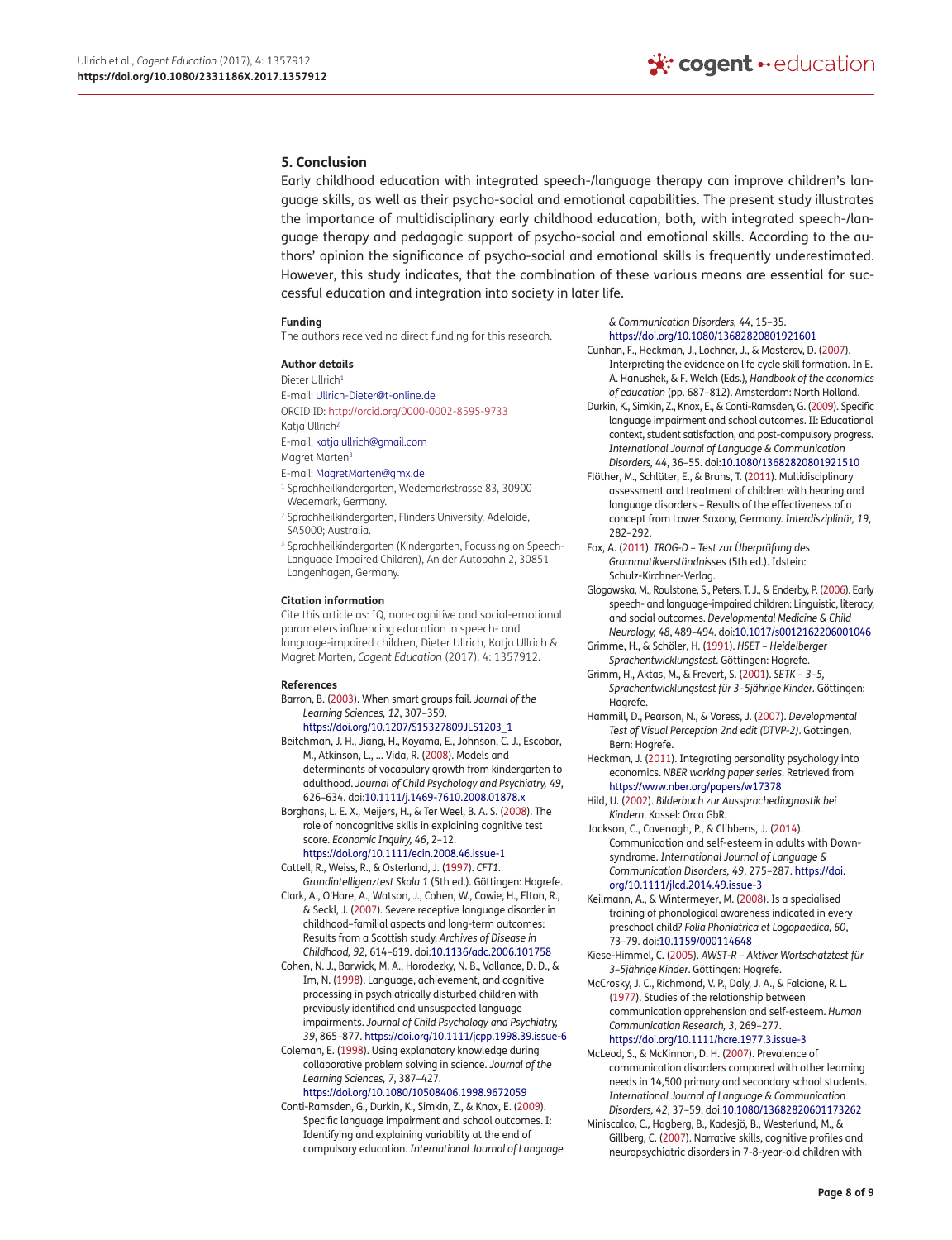## 5. Conclusion

Early childhood education with integrated speech-/language therapy can improve children's language skills, as well as their psycho-social and emotional capabilities. The present study illustrates the importance of multidisciplinary early childhood education, both, with integrated speech-/language therapy and pedagogic support of psycho-social and emotional skills. According to the authors' opinion the significance of psycho-social and emotional skills is frequently underestimated. However, this study indicates, that the combination of these various means are essential for successful education and integration into society in later life.

**Funding**

The authors received no direct funding for this research.

**Author details**

Dieter Ullrich[1]

E-mail: Ullrich-Dieter@t-online.de

ORCID ID: http://orcid.org/0000-0002-8595-9733

Katja Ullrich[2]

E-mail: katja.ullrich@gmail.com

Magret Marten[3]

E-mail: MagretMarten@gmx.de

[1] Sprachheilkindergarten, Wedemarkstrasse 83, 30900 Wedemark, Germany.

[2] Sprachheilkindergarten, Flinders University, Adelaide, SA5000; Australia.

[3] Sprachheilkindergarten (Kindergarten, Focussing on Speech-Language Impaired Children), An der Autobahn 2, 30851 Langenhagen, Germany.

**Citation information**

Cite this article as: IQ, non-cognitive and social-emotional parameters influencing education in speech- and language-impaired children, Dieter Ullrich, Katja Ullrich & Magret Marten, *Cogent Education* (2017), 4: 1357912.

**References**

Barron, B. (2003). When smart groups fail. *Journal of the Learning Sciences, 12*, 307–359. https://doi.org/10.1207/S15327809JLS1203_1

Beitchman, J. H., Jiang, H., Koyama, E., Johnson, C. J., Escobar, M., Atkinson, L., ... Vida, R. (2008). Models and determinants of vocabulary growth from kindergarten to adulthood. *Journal of Child Psychology and Psychiatry, 49*, 626–634. doi:10.1111/j.1469-7610.2008.01878.x

Borghans, L. E. X., Meijers, H., & Ter Weel, B. A. S. (2008). The role of noncognitive skills in explaining cognitive test score. *Economic Inquiry, 46*, 2–12. https://doi.org/10.1111/ecin.2008.46.issue-1

Cattell, R., Weiss, R., & Osterland, J. (1997). *CFT1. Grundintelligenztest Skala 1* (5th ed.). Göttingen: Hogrefe.

Clark, A., O'Hare, A., Watson, J., Cohen, W., Cowie, H., Elton, R., & Seckl, J. (2007). Severe receptive language disorder in childhood–familial aspects and long-term outcomes: Results from a Scottish study. *Archives of Disease in Childhood, 92*, 614–619. doi:10.1136/adc.2006.101758

Cohen, N. J., Barwick, M. A., Horodezky, N. B., Vallance, D. D., & Im, N. (1998). Language, achievement, and cognitive processing in psychiatrically disturbed children with previously identified and unsuspected language impairments. *Journal of Child Psychology and Psychiatry, 39*, 865–877. https://doi.org/10.1111/jcpp.1998.39.issue-6

Coleman, E. (1998). Using explanatory knowledge during collaborative problem solving in science. *Journal of the Learning Sciences, 7*, 387–427. https://doi.org/10.1080/10508406.1998.9672059

Conti-Ramsden, G., Durkin, K., Simkin, Z., & Knox, E. (2009). Specific language impairment and school outcomes. I: Identifying and explaining variability at the end of compulsory education. *International Journal of Language & Communication Disorders, 44*, 15–35. https://doi.org/10.1080/13682820801921601

Cunhan, F., Heckman, J., Lochner, J., & Masterov, D. (2007). Interpreting the evidence on life cycle skill formation. In E. A. Hanushek, & F. Welch (Eds.), *Handbook of the economics of education* (pp. 687–812). Amsterdam: North Holland.

Durkin, K., Simkin, Z., Knox, E., & Conti-Ramsden, G. (2009). Specific language impairment and school outcomes. II: Educational context, student satisfaction, and post-compulsory progress. *International Journal of Language & Communication Disorders, 44*, 36–55. doi:10.1080/13682820801921510

Flöther, M., Schlüter, E., & Bruns, T. (2011). Multidisciplinary assessment and treatment of children with hearing and language disorders – Results of the effectiveness of a concept from Lower Saxony, Germany. *Interdisziplinär, 19*, 282–292.

Fox, A. (2011). *TROG-D – Test zur Überprüfung des Grammatikverständnisses* (5th ed.). Idstein: Schulz-Kirchner-Verlag.

Glogowska, M., Roulstone, S., Peters, T. J., & Enderby, P. (2006). Early speech- and language-impaired children: Linguistic, literacy, and social outcomes. *Developmental Medicine & Child Neurology, 48*, 489–494. doi:10.1017/s0012162206001046

Grimme, H., & Schöler, H. (1991). *HSET – Heidelberger Sprachentwicklungstest*. Göttingen: Hogrefe.

Grimm, H., Aktas, M., & Frevert, S. (2001). *SETK – 3–5, Sprachentwicklungstest für 3–5jährige Kinder*. Göttingen: Hogrefe.

Hammill, D., Pearson, N., & Voress, J. (2007). *Developmental Test of Visual Perception 2nd edit (DTVP-2)*. Göttingen, Bern: Hogrefe.

Heckman, J. (2011). Integrating personality psychology into economics. *NBER working paper series*. Retrieved from https://www.nber.org/papers/w17378

Hild, U. (2002). *Bilderbuch zur Aussprachediagnostik bei Kindern*. Kassel: Orca GbR.

Jackson, C., Cavenagh, P., & Clibbens, J. (2014). Communication and self-esteem in adults with Down-syndrome. *International Journal of Language & Communication Disorders, 49*, 275–287. https://doi.org/10.1111/jlcd.2014.49.issue-3

Keilmann, A., & Wintermeyer, M. (2008). Is a specialised training of phonological awareness indicated in every preschool child? *Folia Phoniatrica et Logopaedica, 60*, 73–79. doi:10.1159/000114648

Kiese-Himmel, C. (2005). *AWST-R – Aktiver Wortschatztest für 3–5jährige Kinder*. Göttingen: Hogrefe.

McCrosky, J. C., Richmond, V. P., Daly, J. A., & Falcione, R. L. (1977). Studies of the relationship between communication apprehension and self-esteem. *Human Communication Research, 3*, 269–277. https://doi.org/10.1111/hcre.1977.3.issue-3

McLeod, S., & McKinnon, D. H. (2007). Prevalence of communication disorders compared with other learning needs in 14,500 primary and secondary school students. *International Journal of Language & Communication Disorders, 42*, 37–59. doi:10.1080/13682820601173262

Miniscalco, C., Hagberg, B., Kadesjö, B., Westerlund, M., & Gillberg, C. (2007). Narrative skills, cognitive profiles and neuropsychiatric disorders in 7-8-year-old children with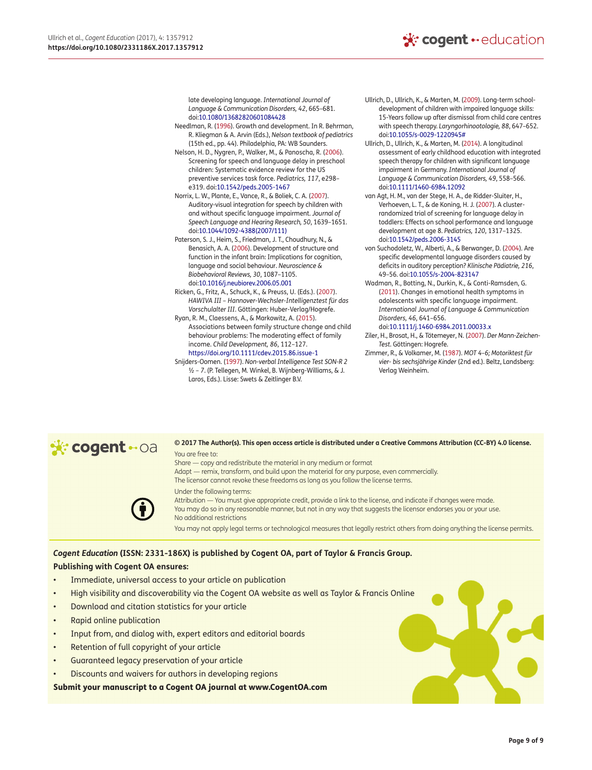late developing language. *International Journal of Language & Communication Disorders, 42*, 665–681. doi:10.1080/13682820601084428

Needlman, R. (1996). Growth and development. In R. Behrman, R. Kliegman & A. Arvin (Eds.), *Nelson textbook of pediatrics* (15th ed., pp. 44). Philadelphia, PA: WB Saunders.

Nelson, H. D., Nygren, P., Walker, M., & Panoscha, R. (2006). Screening for speech and language delay in preschool children: Systematic evidence review for the US preventive services task force. *Pediatrics, 117*, e298–e319. doi:10.1542/peds.2005-1467

Norrix, L. W., Plante, E., Vance, R., & Boliek, C. A. (2007). Auditory-visual integration for speech by children with and without specific language impairment. *Journal of Speech Language and Hearing Research, 50*, 1639–1651. doi:10.1044/1092-4388(2007/111)

Paterson, S. J., Heim, S., Friedman, J. T., Choudhury, N., & Benasich, A. A. (2006). Development of structure and function in the infant brain: Implications for cognition, language and social behaviour. *Neuroscience & Biobehavioral Reviews, 30*, 1087–1105. doi:10.1016/j.neubiorev.2006.05.001

Ricken, G., Fritz, A., Schuck, K., & Preuss, U. (Eds.). (2007). *HAWIVA III – Hannover-Wechsler-Intelligenztest für das Vorschulalter III*. Göttingen: Huber-Verlag/Hogrefe.

Ryan, R. M., Claessens, A., & Markowitz, A. (2015). Associations between family structure change and child behaviour problems: The moderating effect of family income. *Child Development, 86*, 112–127. https://doi.org/10.1111/cdev.2015.86.issue-1

Snijders-Oomen. (1997). *Non-verbal Intelligence Test SON-R 2 ½ – 7*. (P. Tellegen, M. Winkel, B. Wijnberg-Williams, & J. Laros, Eds.). Lisse: Swets & Zeitlinger B.V.

Ullrich, D., Ullrich, K., & Marten, M. (2009). Long-term school-development of children with impaired language skills: 15-Years follow up after dismissal from child care centres with speech therapy. *Laryngorhinootologie, 88*, 647–652. doi:10.1055/s-0029-1220945#

Ullrich, D., Ullrich, K., & Marten, M. (2014). A longitudinal assessment of early childhood education with integrated speech therapy for children with significant language impairment in Germany. *International Journal of Language & Communication Disorders, 49*, 558–566. doi:10.1111/1460-6984.12092

van Agt, H. M., van der Stege, H. A., de Ridder-Sluiter, H., Verhoeven, L. T., & de Koning, H. J. (2007). A cluster-randomized trial of screening for language delay in toddlers: Effects on school performance and language development at age 8. *Pediatrics, 120*, 1317–1325. doi:10.1542/peds.2006-3145

von Suchodoletz, W., Alberti, A., & Berwanger, D. (2004). Are specific developmental language disorders caused by deficits in auditory perception? *Klinische Pädiatrie, 216*, 49–56. doi:10.1055/s-2004-823147

Wadman, R., Botting, N., Durkin, K., & Conti-Ramsden, G. (2011). Changes in emotional health symptoms in adolescents with specific language impairment. *International Journal of Language & Communication Disorders, 46*, 641–656. doi:10.1111/j.1460-6984.2011.00033.x

Ziler, H., Brosat, H., & Tötemeyer, N. (2007). *Der Mann-Zeichen-Test*. Göttingen: Hogrefe.

Zimmer, R., & Volkamer, M. (1987). *MOT 4–6; Motoriktest für vier- bis sechsjährige Kinder* (2nd ed.). Beltz, Landsberg: Verlag Weinheim.

**© 2017 The Author(s). This open access article is distributed under a Creative Commons Attribution (CC-BY) 4.0 license.**

You are free to:

Share — copy and redistribute the material in any medium or format

Adapt — remix, transform, and build upon the material for any purpose, even commercially.

The licensor cannot revoke these freedoms as long as you follow the license terms.

Under the following terms:

Attribution — You must give appropriate credit, provide a link to the license, and indicate if changes were made. You may do so in any reasonable manner, but not in any way that suggests the licensor endorses you or your use.

No additional restrictions

You may not apply legal terms or technological measures that legally restrict others from doing anything the license permits.

***Cogent Education*** **(ISSN: 2331-186X) is published by Cogent OA, part of Taylor & Francis Group.**

**Publishing with Cogent OA ensures:**

- Immediate, universal access to your article on publication
- High visibility and discoverability via the Cogent OA website as well as Taylor & Francis Online
- Download and citation statistics for your article
- Rapid online publication
- Input from, and dialog with, expert editors and editorial boards
- Retention of full copyright of your article
- Guaranteed legacy preservation of your article
- Discounts and waivers for authors in developing regions

**Submit your manuscript to a Cogent OA journal at www.CogentOA.com**